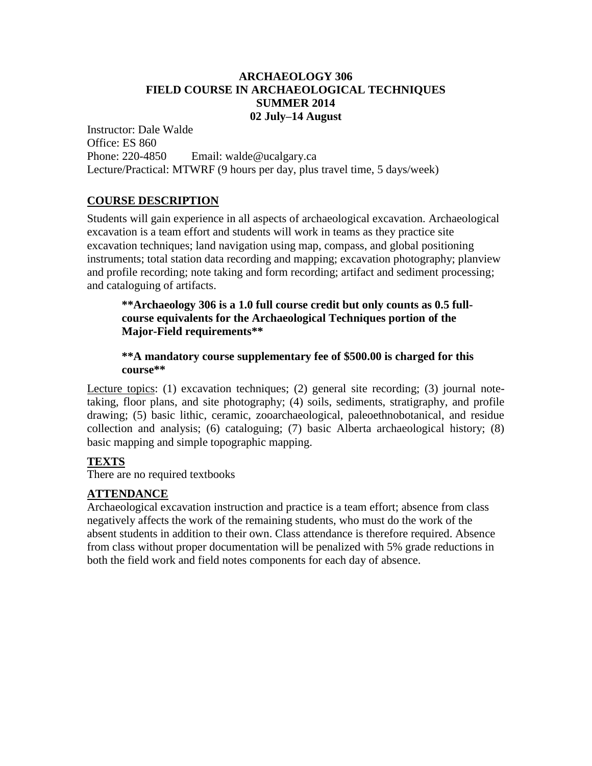# ARCHAEOLOGY 306
# FIELD COURSE IN ARCHAEOLOGICAL TECHNIQUES
# SUMMER 2014
# 02 July–14 August

Instructor: Dale Walde
Office: ES 860
Phone: 220-4850 Email: walde@ucalgary.ca
Lecture/Practical: MTWRF (9 hours per day, plus travel time, 5 days/week)

## COURSE DESCRIPTION

Students will gain experience in all aspects of archaeological excavation. Archaeological excavation is a team effort and students will work in teams as they practice site excavation techniques; land navigation using map, compass, and global positioning instruments; total station data recording and mapping; excavation photography; planview and profile recording; note taking and form recording; artifact and sediment processing; and cataloguing of artifacts.

> **\*\*Archaeology 306 is a 1.0 full course credit but only counts as 0.5 full-course equivalents for the Archaeological Techniques portion of the Major-Field requirements\*\***
>
> **\*\*A mandatory course supplementary fee of $500.00 is charged for this course\*\***

Lecture topics: (1) excavation techniques; (2) general site recording; (3) journal note-taking, floor plans, and site photography; (4) soils, sediments, stratigraphy, and profile drawing; (5) basic lithic, ceramic, zooarchaeological, paleoethnobotanical, and residue collection and analysis; (6) cataloguing; (7) basic Alberta archaeological history; (8) basic mapping and simple topographic mapping.

## TEXTS

There are no required textbooks

## ATTENDANCE

Archaeological excavation instruction and practice is a team effort; absence from class negatively affects the work of the remaining students, who must do the work of the absent students in addition to their own. Class attendance is therefore required. Absence from class without proper documentation will be penalized with 5% grade reductions in both the field work and field notes components for each day of absence.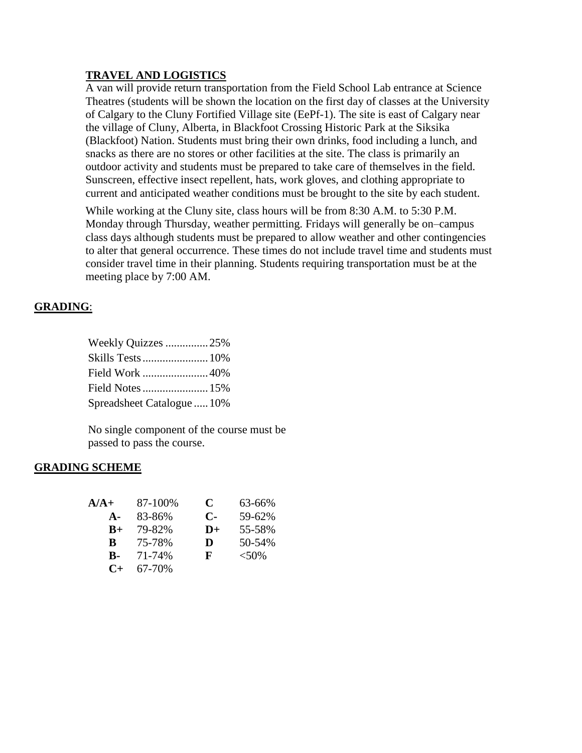## TRAVEL AND LOGISTICS

A van will provide return transportation from the Field School Lab entrance at Science Theatres (students will be shown the location on the first day of classes at the University of Calgary to the Cluny Fortified Village site (EePf-1). The site is east of Calgary near the village of Cluny, Alberta, in Blackfoot Crossing Historic Park at the Siksika (Blackfoot) Nation. Students must bring their own drinks, food including a lunch, and snacks as there are no stores or other facilities at the site. The class is primarily an outdoor activity and students must be prepared to take care of themselves in the field. Sunscreen, effective insect repellent, hats, work gloves, and clothing appropriate to current and anticipated weather conditions must be brought to the site by each student.

While working at the Cluny site, class hours will be from 8:30 A.M. to 5:30 P.M. Monday through Thursday, weather permitting. Fridays will generally be on–campus class days although students must be prepared to allow weather and other contingencies to alter that general occurrence. These times do not include travel time and students must consider travel time in their planning. Students requiring transportation must be at the meeting place by 7:00 AM.

## GRADING:

| Component | Weight |
|---|---|
| Weekly Quizzes | 25% |
| Skills Tests | 10% |
| Field Work | 40% |
| Field Notes | 15% |
| Spreadsheet Catalogue | 10% |

No single component of the course must be passed to pass the course.

## GRADING SCHEME

| Grade | Range | Grade | Range |
|---|---|---|---|
| **A/A+** | 87-100% | **C** | 63-66% |
| **A-** | 83-86% | **C-** | 59-62% |
| **B+** | 79-82% | **D+** | 55-58% |
| **B** | 75-78% | **D** | 50-54% |
| **B-** | 71-74% | **F** | <50% |
| **C+** | 67-70% | | |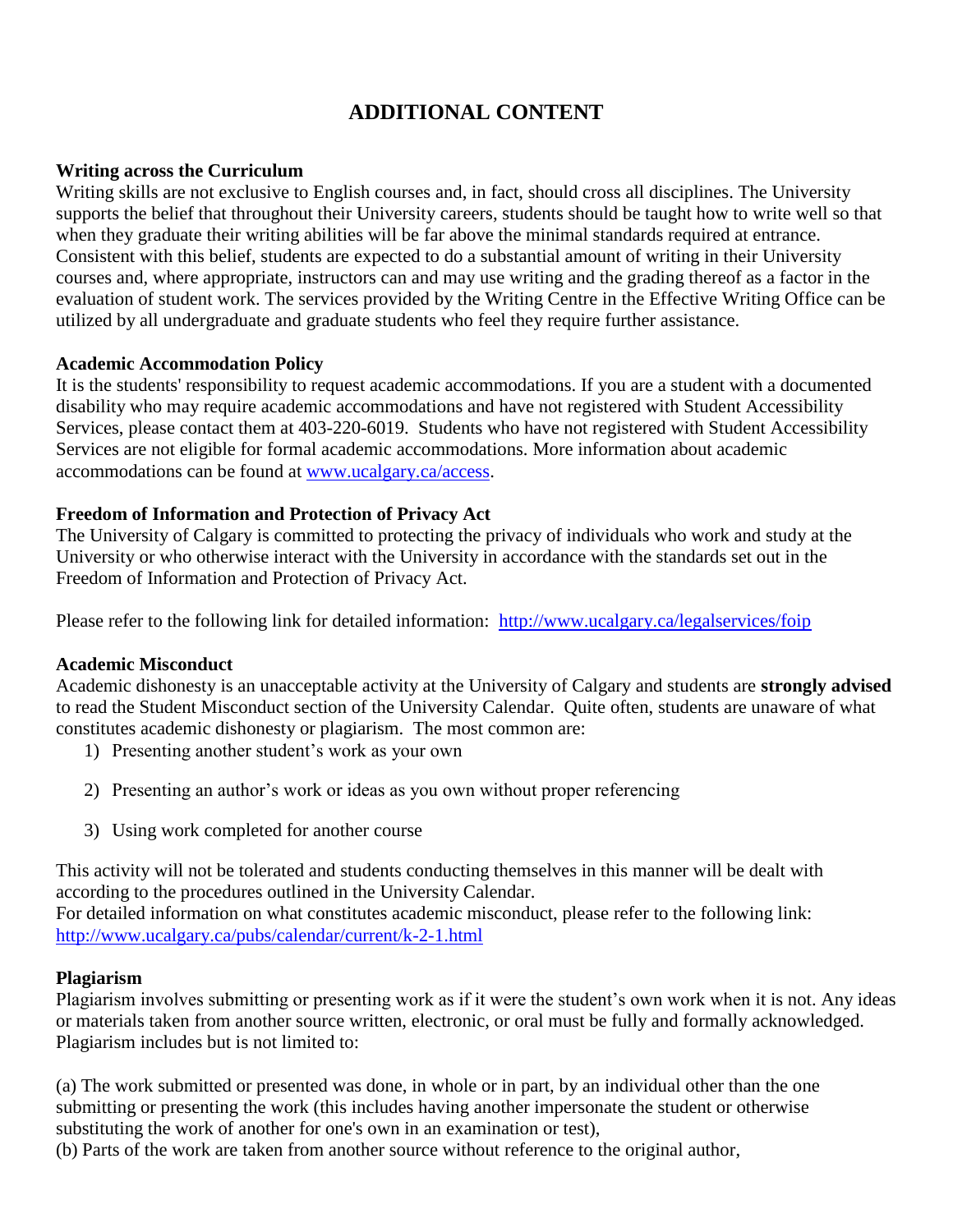# ADDITIONAL CONTENT

**Writing across the Curriculum**

Writing skills are not exclusive to English courses and, in fact, should cross all disciplines. The University supports the belief that throughout their University careers, students should be taught how to write well so that when they graduate their writing abilities will be far above the minimal standards required at entrance. Consistent with this belief, students are expected to do a substantial amount of writing in their University courses and, where appropriate, instructors can and may use writing and the grading thereof as a factor in the evaluation of student work. The services provided by the Writing Centre in the Effective Writing Office can be utilized by all undergraduate and graduate students who feel they require further assistance.

**Academic Accommodation Policy**

It is the students' responsibility to request academic accommodations. If you are a student with a documented disability who may require academic accommodations and have not registered with Student Accessibility Services, please contact them at 403-220-6019. Students who have not registered with Student Accessibility Services are not eligible for formal academic accommodations. More information about academic accommodations can be found at [www.ucalgary.ca/access](www.ucalgary.ca/access).

**Freedom of Information and Protection of Privacy Act**

The University of Calgary is committed to protecting the privacy of individuals who work and study at the University or who otherwise interact with the University in accordance with the standards set out in the Freedom of Information and Protection of Privacy Act.

Please refer to the following link for detailed information: [http://www.ucalgary.ca/legalservices/foip](http://www.ucalgary.ca/legalservices/foip)

**Academic Misconduct**

Academic dishonesty is an unacceptable activity at the University of Calgary and students are **strongly advised** to read the Student Misconduct section of the University Calendar. Quite often, students are unaware of what constitutes academic dishonesty or plagiarism. The most common are:

1) Presenting another student's work as your own
2) Presenting an author's work or ideas as you own without proper referencing
3) Using work completed for another course

This activity will not be tolerated and students conducting themselves in this manner will be dealt with according to the procedures outlined in the University Calendar.
For detailed information on what constitutes academic misconduct, please refer to the following link: [http://www.ucalgary.ca/pubs/calendar/current/k-2-1.html](http://www.ucalgary.ca/pubs/calendar/current/k-2-1.html)

**Plagiarism**

Plagiarism involves submitting or presenting work as if it were the student's own work when it is not. Any ideas or materials taken from another source written, electronic, or oral must be fully and formally acknowledged. Plagiarism includes but is not limited to:

(a) The work submitted or presented was done, in whole or in part, by an individual other than the one submitting or presenting the work (this includes having another impersonate the student or otherwise substituting the work of another for one's own in an examination or test),
(b) Parts of the work are taken from another source without reference to the original author,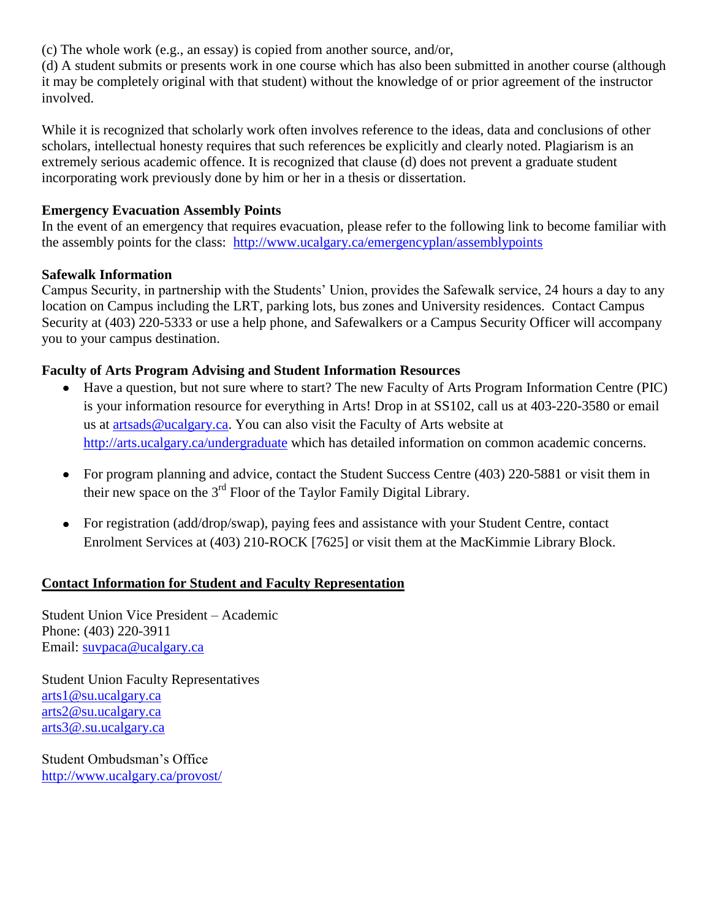(c) The whole work (e.g., an essay) is copied from another source, and/or,
(d) A student submits or presents work in one course which has also been submitted in another course (although it may be completely original with that student) without the knowledge of or prior agreement of the instructor involved.

While it is recognized that scholarly work often involves reference to the ideas, data and conclusions of other scholars, intellectual honesty requires that such references be explicitly and clearly noted. Plagiarism is an extremely serious academic offence. It is recognized that clause (d) does not prevent a graduate student incorporating work previously done by him or her in a thesis or dissertation.

**Emergency Evacuation Assembly Points**
In the event of an emergency that requires evacuation, please refer to the following link to become familiar with the assembly points for the class: http://www.ucalgary.ca/emergencyplan/assemblypoints

**Safewalk Information**
Campus Security, in partnership with the Students' Union, provides the Safewalk service, 24 hours a day to any location on Campus including the LRT, parking lots, bus zones and University residences. Contact Campus Security at (403) 220-5333 or use a help phone, and Safewalkers or a Campus Security Officer will accompany you to your campus destination.

**Faculty of Arts Program Advising and Student Information Resources**

- Have a question, but not sure where to start? The new Faculty of Arts Program Information Centre (PIC) is your information resource for everything in Arts! Drop in at SS102, call us at 403-220-3580 or email us at artsads@ucalgary.ca. You can also visit the Faculty of Arts website at http://arts.ucalgary.ca/undergraduate which has detailed information on common academic concerns.

- For program planning and advice, contact the Student Success Centre (403) 220-5881 or visit them in their new space on the 3rd Floor of the Taylor Family Digital Library.

- For registration (add/drop/swap), paying fees and assistance with your Student Centre, contact Enrolment Services at (403) 210-ROCK [7625] or visit them at the MacKimmie Library Block.

**Contact Information for Student and Faculty Representation**

Student Union Vice President – Academic
Phone: (403) 220-3911
Email: suvpaca@ucalgary.ca

Student Union Faculty Representatives
arts1@su.ucalgary.ca
arts2@su.ucalgary.ca
arts3@.su.ucalgary.ca

Student Ombudsman's Office
http://www.ucalgary.ca/provost/